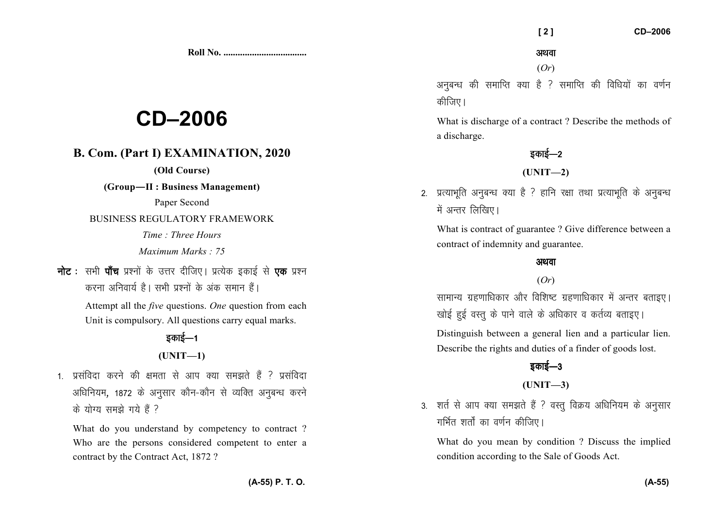Roll No. ...................................

# CD–2006

## B. Com. (Part I) EXAMINATION, 2020

**(Old Course)**

**(Group—II : Business Management)**

Paper Second

BUSINESS REGULATORY FRAMEWORK

*Time : Three Hours*

*Maximum Marks : 75*

**नोट :** सभी **पाँच** प्रश्नों के उत्तर दीजिए। प्रत्येक इकाई से **एक** प्रश्न करना अनिवार्य है। सभी प्रश्नों के अंक समान हैं।

Attempt all the *five* questions. *One* question from each Unit is compulsory. All questions carry equal marks.

### इकाई—1

### (UNIT—1)

1. प्रसंविदा करने की क्षमता से आप क्या समझते हैं ? प्रसंविदा अधिनियम, 1872 के अनुसार कौन-कौन से व्यक्ति अनुबन्ध करने के योग्य समझे गये हैं ?

   What do you understand by competency to contract ? Who are the persons considered competent to enter a contract by the Contract Act, 1872 ?

**अथवा**

(*Or*)

अनुबन्ध की समाप्ति क्या है ? समाप्ति की विधियों का वर्णन कीजिए।

What is discharge of a contract ? Describe the methods of a discharge.

### इकाई—2

### (UNIT—2)

2. प्रत्याभूति अनुबन्ध क्या है ? हानि रक्षा तथा प्रत्याभूति के अनुबन्ध में अन्तर लिखिए।

   What is contract of guarantee ? Give difference between a contract of indemnity and guarantee.

**अथवा**

(*Or*)

सामान्य ग्रहणाधिकार और विशिष्ट ग्रहणाधिकार में अन्तर बताइए। खोई हुई वस्तु के पाने वाले के अधिकार व कर्तव्य बताइए।

Distinguish between a general lien and a particular lien. Describe the rights and duties of a finder of goods lost.

### इकाई—3

### (UNIT—3)

3. शर्त से आप क्या समझते हैं ? वस्तु विक्रय अधिनियम के अनुसार गर्भित शर्तों का वर्णन कीजिए।

   What do you mean by condition ? Discuss the implied condition according to the Sale of Goods Act.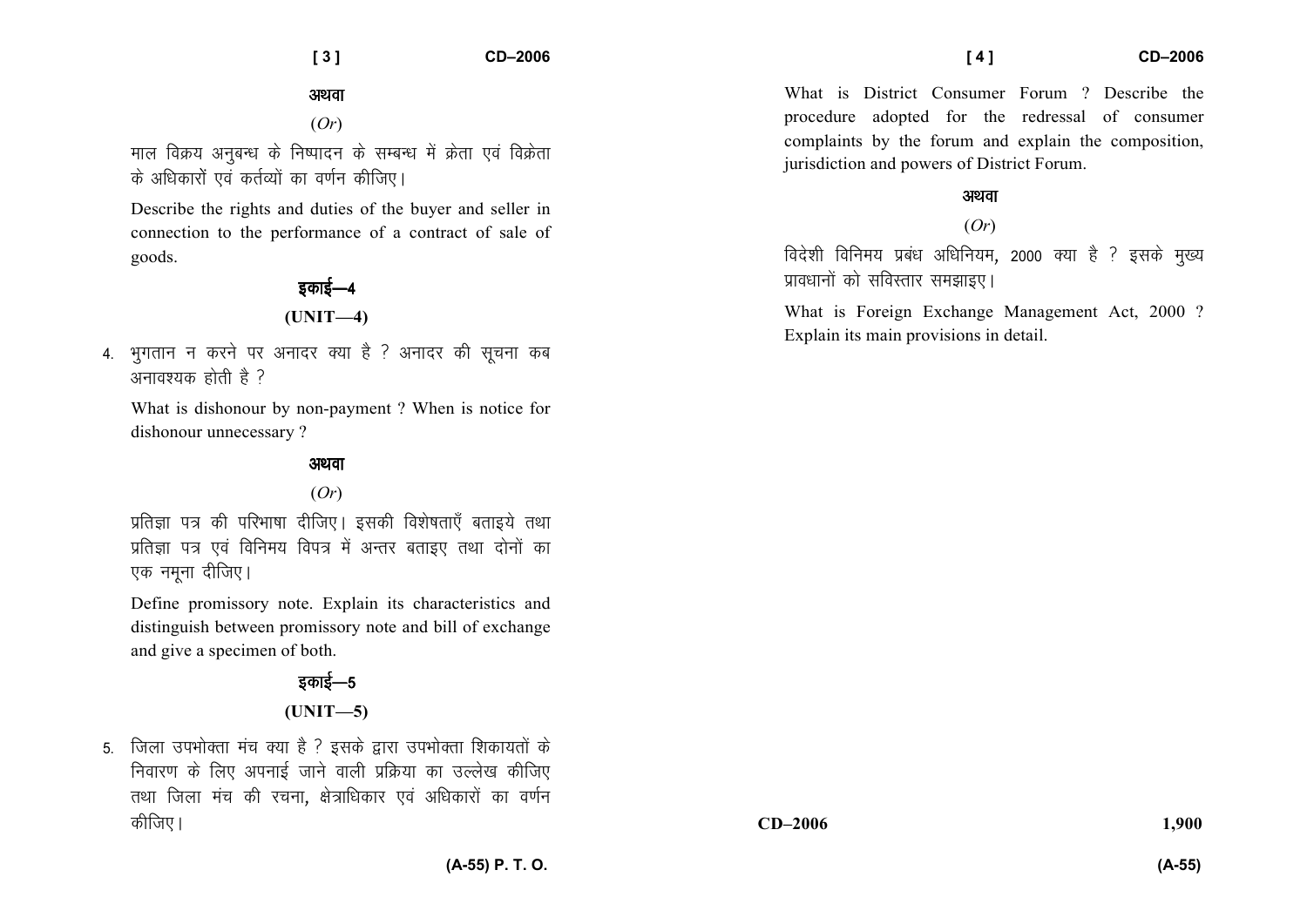अथवा

(*Or*)

माल विक्रय अनुबन्ध के निष्पादन के सम्बन्ध में क्रेता एवं विक्रेता के अधिकारों एवं कर्तव्यों का वर्णन कीजिए।

Describe the rights and duties of the buyer and seller in connection to the performance of a contract of sale of goods.

## इकाई—4

## (UNIT—4)

4. भुगतान न करने पर अनादर क्या है ? अनादर की सूचना कब अनावश्यक होती है ?

   What is dishonour by non-payment ? When is notice for dishonour unnecessary ?

अथवा

(*Or*)

प्रतिज्ञा पत्र की परिभाषा दीजिए। इसकी विशेषताएँ बताइये तथा प्रतिज्ञा पत्र एवं विनिमय विपत्र में अन्तर बताइए तथा दोनों का एक नमूना दीजिए।

Define promissory note. Explain its characteristics and distinguish between promissory note and bill of exchange and give a specimen of both.

## इकाई—5

## (UNIT—5)

5. जिला उपभोक्ता मंच क्या है ? इसके द्वारा उपभोक्ता शिकायतों के निवारण के लिए अपनाई जाने वाली प्रक्रिया का उल्लेख कीजिए तथा जिला मंच की रचना, क्षेत्राधिकार एवं अधिकारों का वर्णन कीजिए।

   What is District Consumer Forum ? Describe the procedure adopted for the redressal of consumer complaints by the forum and explain the composition, jurisdiction and powers of District Forum.

अथवा

(*Or*)

विदेशी विनिमय प्रबंध अधिनियम, 2000 क्या है ? इसके मुख्य प्रावधानों को सविस्तार समझाइए।

What is Foreign Exchange Management Act, 2000 ? Explain its main provisions in detail.

CD–2006 1,900